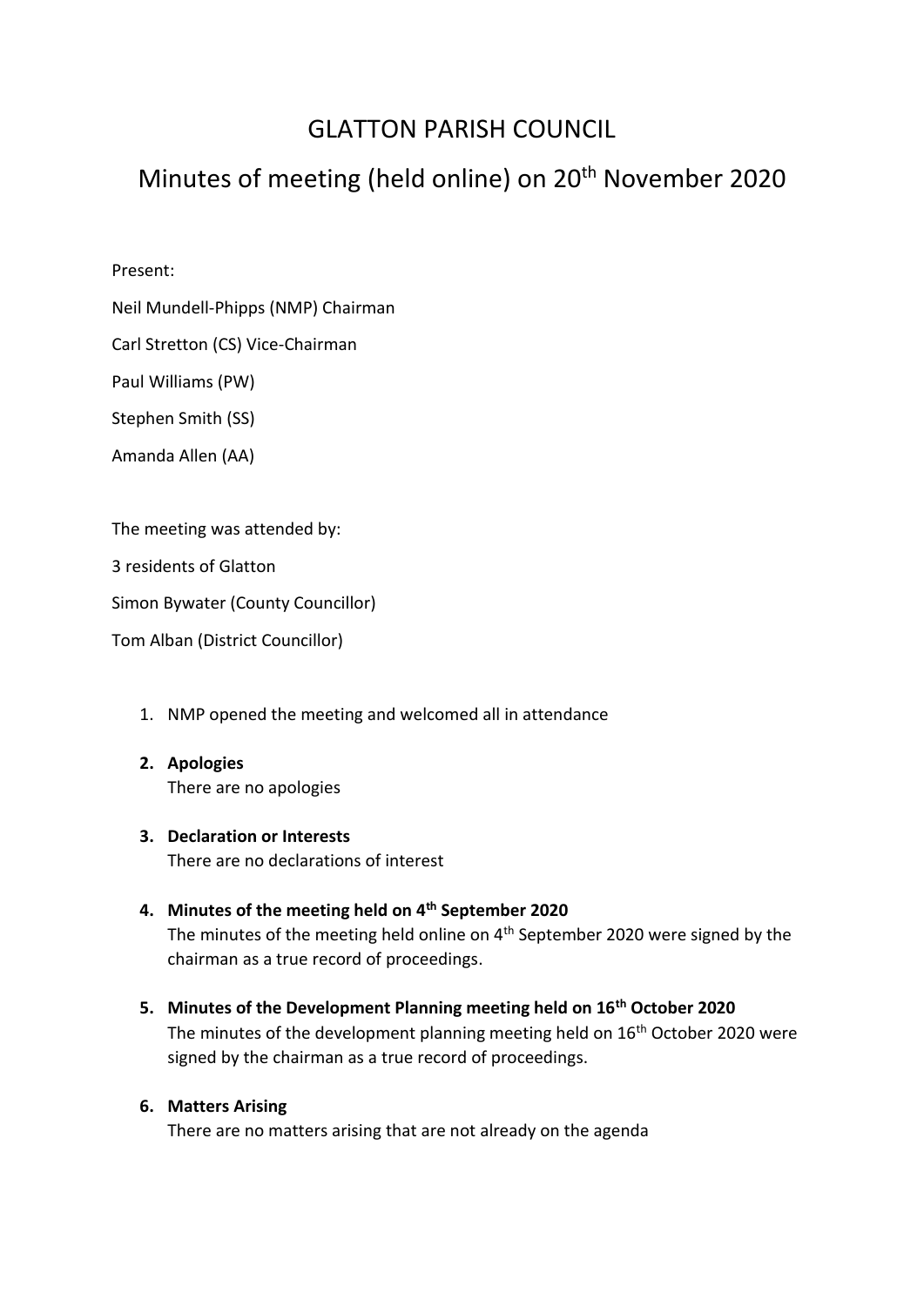# GLATTON PARISH COUNCIL

## Minutes of meeting (held online) on 20th November 2020

Present:

Neil Mundell-Phipps (NMP) Chairman

Carl Stretton (CS) Vice-Chairman

Paul Williams (PW)

Stephen Smith (SS)

Amanda Allen (AA)

The meeting was attended by:

3 residents of Glatton

Simon Bywater (County Councillor)

Tom Alban (District Councillor)

1. NMP opened the meeting and welcomed all in attendance

2. **Apologies**
   There are no apologies

3. **Declaration or Interests**
   There are no declarations of interest

4. **Minutes of the meeting held on 4th September 2020**
   The minutes of the meeting held online on 4th September 2020 were signed by the chairman as a true record of proceedings.

5. **Minutes of the Development Planning meeting held on 16th October 2020**
   The minutes of the development planning meeting held on 16th October 2020 were signed by the chairman as a true record of proceedings.

6. **Matters Arising**
   There are no matters arising that are not already on the agenda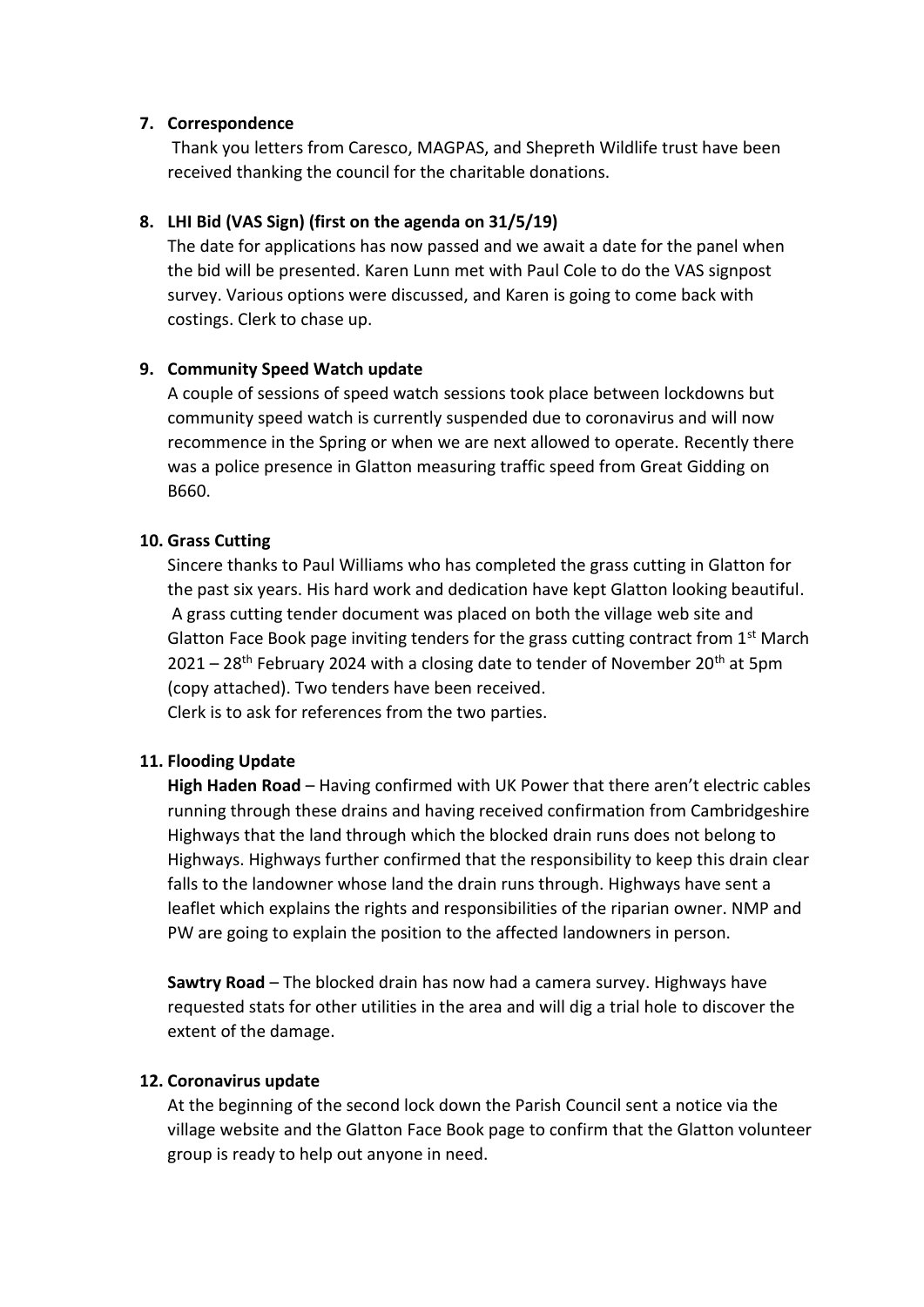7. **Correspondence**

   Thank you letters from Caresco, MAGPAS, and Shepreth Wildlife trust have been received thanking the council for the charitable donations.

8. **LHI Bid (VAS Sign) (first on the agenda on 31/5/19)**

   The date for applications has now passed and we await a date for the panel when the bid will be presented. Karen Lunn met with Paul Cole to do the VAS signpost survey. Various options were discussed, and Karen is going to come back with costings. Clerk to chase up.

9. **Community Speed Watch update**

   A couple of sessions of speed watch sessions took place between lockdowns but community speed watch is currently suspended due to coronavirus and will now recommence in the Spring or when we are next allowed to operate. Recently there was a police presence in Glatton measuring traffic speed from Great Gidding on B660.

10. **Grass Cutting**

    Sincere thanks to Paul Williams who has completed the grass cutting in Glatton for the past six years. His hard work and dedication have kept Glatton looking beautiful. A grass cutting tender document was placed on both the village web site and Glatton Face Book page inviting tenders for the grass cutting contract from 1st March 2021 – 28th February 2024 with a closing date to tender of November 20th at 5pm (copy attached). Two tenders have been received.
    Clerk is to ask for references from the two parties.

11. **Flooding Update**

    **High Haden Road** – Having confirmed with UK Power that there aren't electric cables running through these drains and having received confirmation from Cambridgeshire Highways that the land through which the blocked drain runs does not belong to Highways. Highways further confirmed that the responsibility to keep this drain clear falls to the landowner whose land the drain runs through. Highways have sent a leaflet which explains the rights and responsibilities of the riparian owner. NMP and PW are going to explain the position to the affected landowners in person.

    **Sawtry Road** – The blocked drain has now had a camera survey. Highways have requested stats for other utilities in the area and will dig a trial hole to discover the extent of the damage.

12. **Coronavirus update**

    At the beginning of the second lock down the Parish Council sent a notice via the village website and the Glatton Face Book page to confirm that the Glatton volunteer group is ready to help out anyone in need.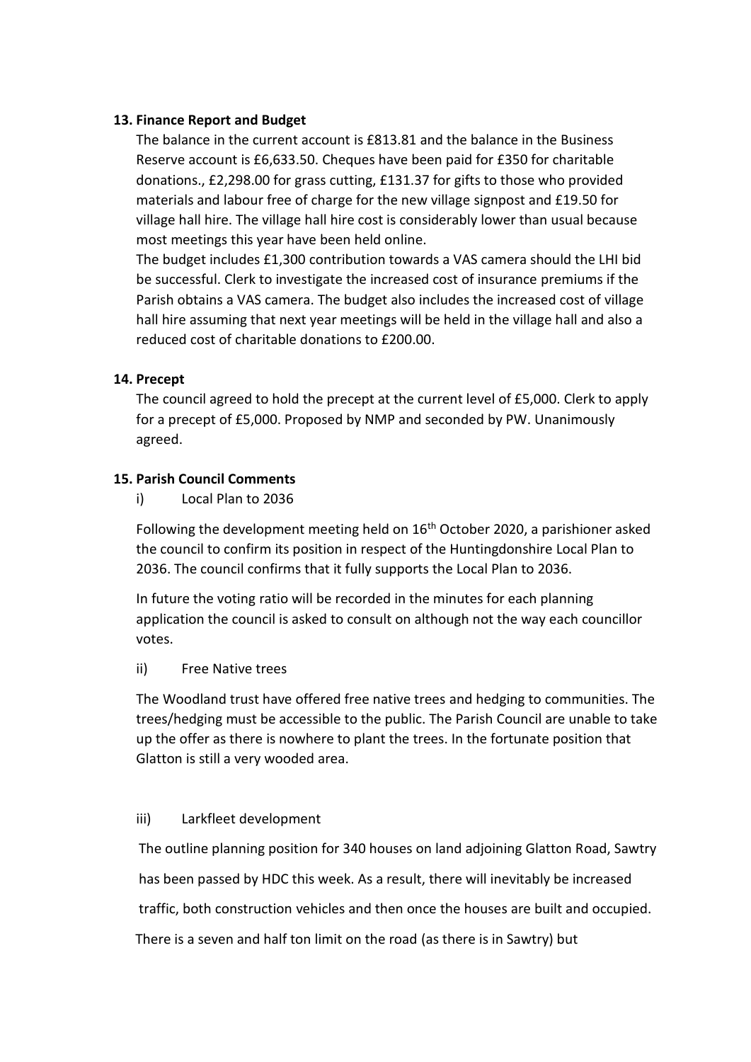**13. Finance Report and Budget**

The balance in the current account is £813.81 and the balance in the Business Reserve account is £6,633.50. Cheques have been paid for £350 for charitable donations., £2,298.00 for grass cutting, £131.37 for gifts to those who provided materials and labour free of charge for the new village signpost and £19.50 for village hall hire. The village hall hire cost is considerably lower than usual because most meetings this year have been held online.

The budget includes £1,300 contribution towards a VAS camera should the LHI bid be successful. Clerk to investigate the increased cost of insurance premiums if the Parish obtains a VAS camera. The budget also includes the increased cost of village hall hire assuming that next year meetings will be held in the village hall and also a reduced cost of charitable donations to £200.00.

**14. Precept**

The council agreed to hold the precept at the current level of £5,000. Clerk to apply for a precept of £5,000. Proposed by NMP and seconded by PW. Unanimously agreed.

**15. Parish Council Comments**

i) Local Plan to 2036

Following the development meeting held on 16th October 2020, a parishioner asked the council to confirm its position in respect of the Huntingdonshire Local Plan to 2036. The council confirms that it fully supports the Local Plan to 2036.

In future the voting ratio will be recorded in the minutes for each planning application the council is asked to consult on although not the way each councillor votes.

ii) Free Native trees

The Woodland trust have offered free native trees and hedging to communities. The trees/hedging must be accessible to the public. The Parish Council are unable to take up the offer as there is nowhere to plant the trees. In the fortunate position that Glatton is still a very wooded area.

iii) Larkfleet development

The outline planning position for 340 houses on land adjoining Glatton Road, Sawtry has been passed by HDC this week. As a result, there will inevitably be increased traffic, both construction vehicles and then once the houses are built and occupied. There is a seven and half ton limit on the road (as there is in Sawtry) but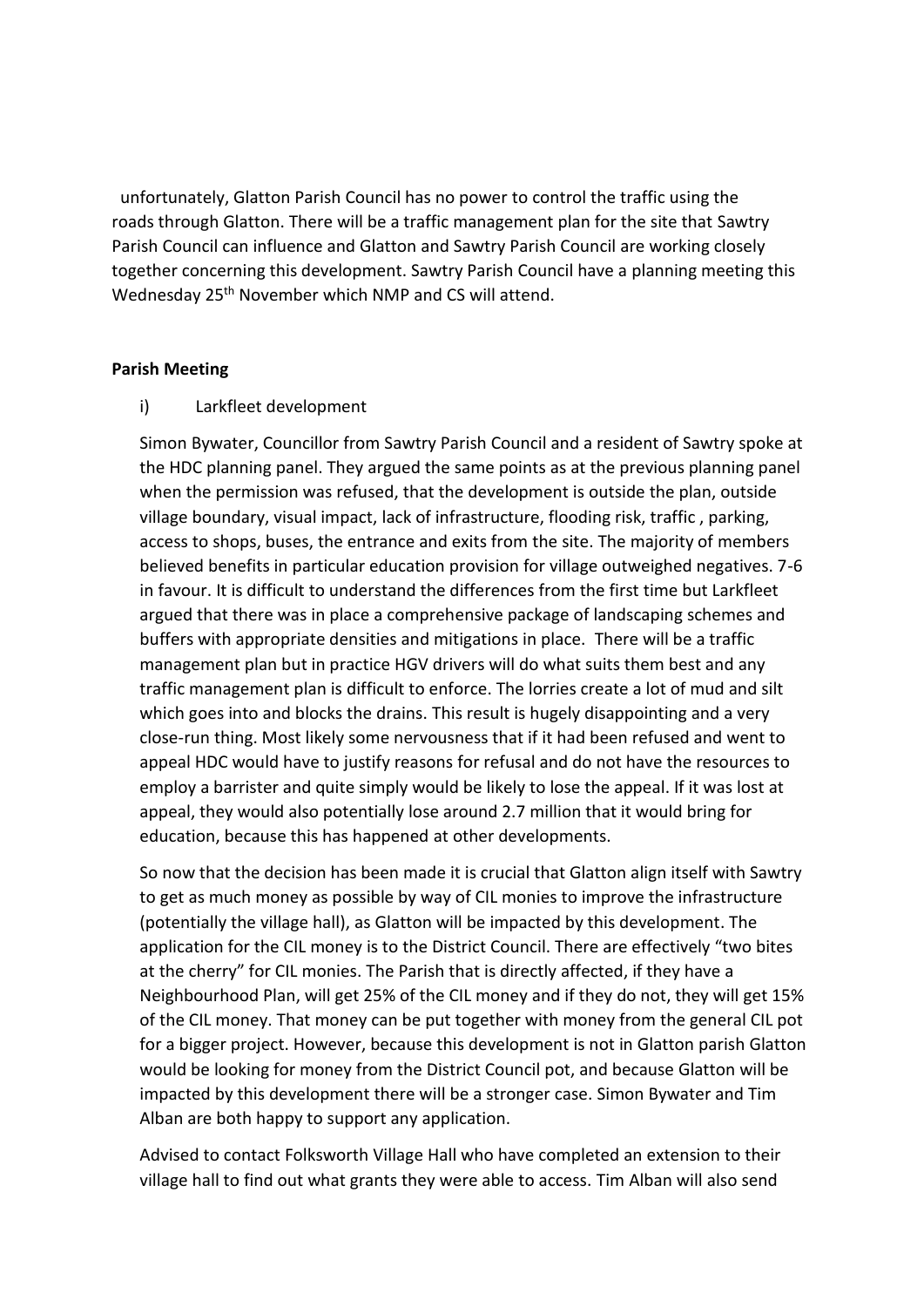unfortunately, Glatton Parish Council has no power to control the traffic using the roads through Glatton. There will be a traffic management plan for the site that Sawtry Parish Council can influence and Glatton and Sawtry Parish Council are working closely together concerning this development. Sawtry Parish Council have a planning meeting this Wednesday 25th November which NMP and CS will attend.

**Parish Meeting**

i) Larkfleet development

Simon Bywater, Councillor from Sawtry Parish Council and a resident of Sawtry spoke at the HDC planning panel. They argued the same points as at the previous planning panel when the permission was refused, that the development is outside the plan, outside village boundary, visual impact, lack of infrastructure, flooding risk, traffic , parking, access to shops, buses, the entrance and exits from the site. The majority of members believed benefits in particular education provision for village outweighed negatives. 7-6 in favour. It is difficult to understand the differences from the first time but Larkfleet argued that there was in place a comprehensive package of landscaping schemes and buffers with appropriate densities and mitigations in place. There will be a traffic management plan but in practice HGV drivers will do what suits them best and any traffic management plan is difficult to enforce. The lorries create a lot of mud and silt which goes into and blocks the drains. This result is hugely disappointing and a very close-run thing. Most likely some nervousness that if it had been refused and went to appeal HDC would have to justify reasons for refusal and do not have the resources to employ a barrister and quite simply would be likely to lose the appeal. If it was lost at appeal, they would also potentially lose around 2.7 million that it would bring for education, because this has happened at other developments.

So now that the decision has been made it is crucial that Glatton align itself with Sawtry to get as much money as possible by way of CIL monies to improve the infrastructure (potentially the village hall), as Glatton will be impacted by this development. The application for the CIL money is to the District Council. There are effectively "two bites at the cherry" for CIL monies. The Parish that is directly affected, if they have a Neighbourhood Plan, will get 25% of the CIL money and if they do not, they will get 15% of the CIL money. That money can be put together with money from the general CIL pot for a bigger project. However, because this development is not in Glatton parish Glatton would be looking for money from the District Council pot, and because Glatton will be impacted by this development there will be a stronger case. Simon Bywater and Tim Alban are both happy to support any application.

Advised to contact Folksworth Village Hall who have completed an extension to their village hall to find out what grants they were able to access. Tim Alban will also send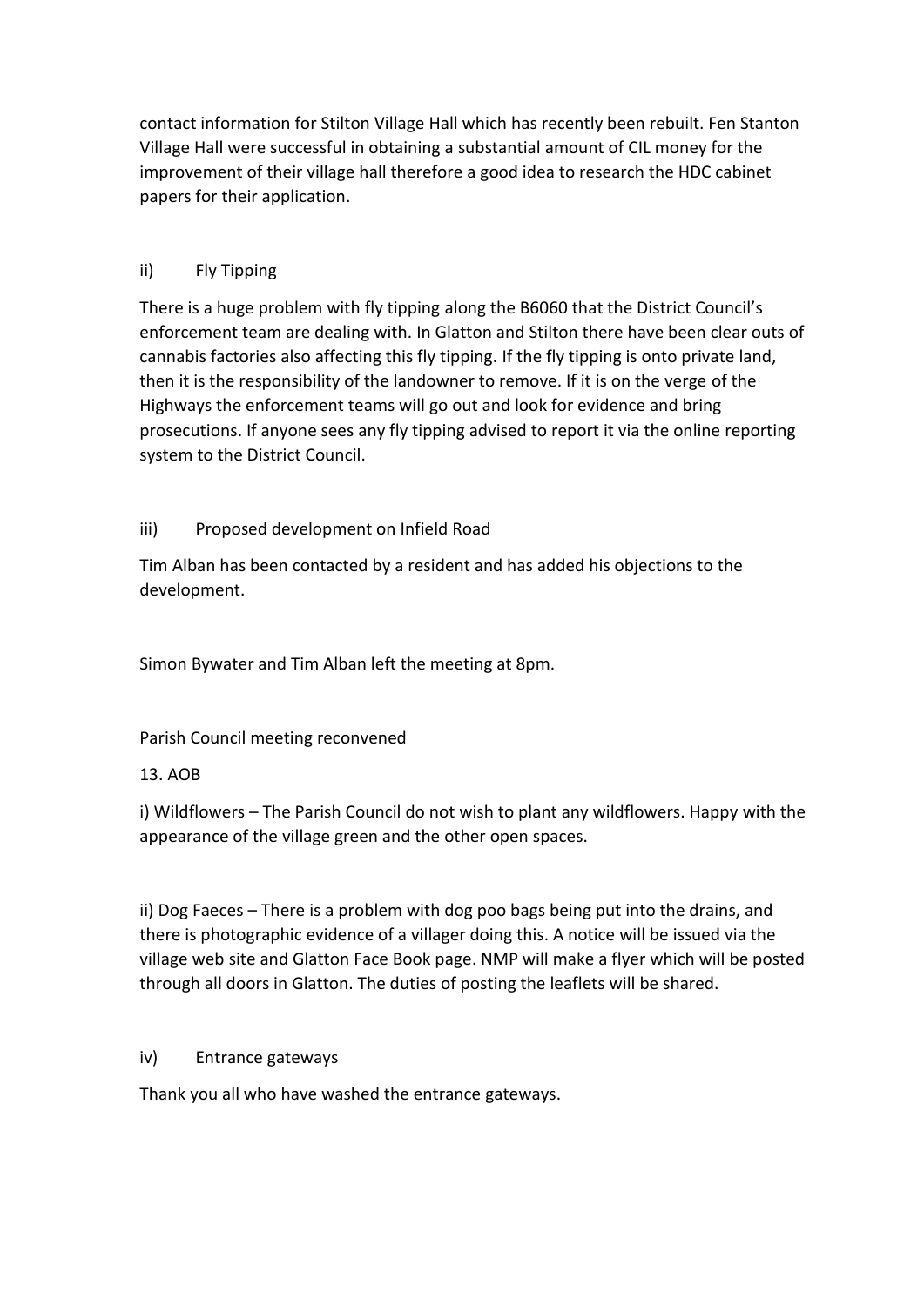contact information for Stilton Village Hall which has recently been rebuilt. Fen Stanton Village Hall were successful in obtaining a substantial amount of CIL money for the improvement of their village hall therefore a good idea to research the HDC cabinet papers for their application.

ii) Fly Tipping

There is a huge problem with fly tipping along the B6060 that the District Council's enforcement team are dealing with. In Glatton and Stilton there have been clear outs of cannabis factories also affecting this fly tipping. If the fly tipping is onto private land, then it is the responsibility of the landowner to remove. If it is on the verge of the Highways the enforcement teams will go out and look for evidence and bring prosecutions. If anyone sees any fly tipping advised to report it via the online reporting system to the District Council.

iii) Proposed development on Infield Road

Tim Alban has been contacted by a resident and has added his objections to the development.

Simon Bywater and Tim Alban left the meeting at 8pm.

Parish Council meeting reconvened

13. AOB

i) Wildflowers – The Parish Council do not wish to plant any wildflowers. Happy with the appearance of the village green and the other open spaces.

ii) Dog Faeces – There is a problem with dog poo bags being put into the drains, and there is photographic evidence of a villager doing this. A notice will be issued via the village web site and Glatton Face Book page. NMP will make a flyer which will be posted through all doors in Glatton. The duties of posting the leaflets will be shared.

iv) Entrance gateways

Thank you all who have washed the entrance gateways.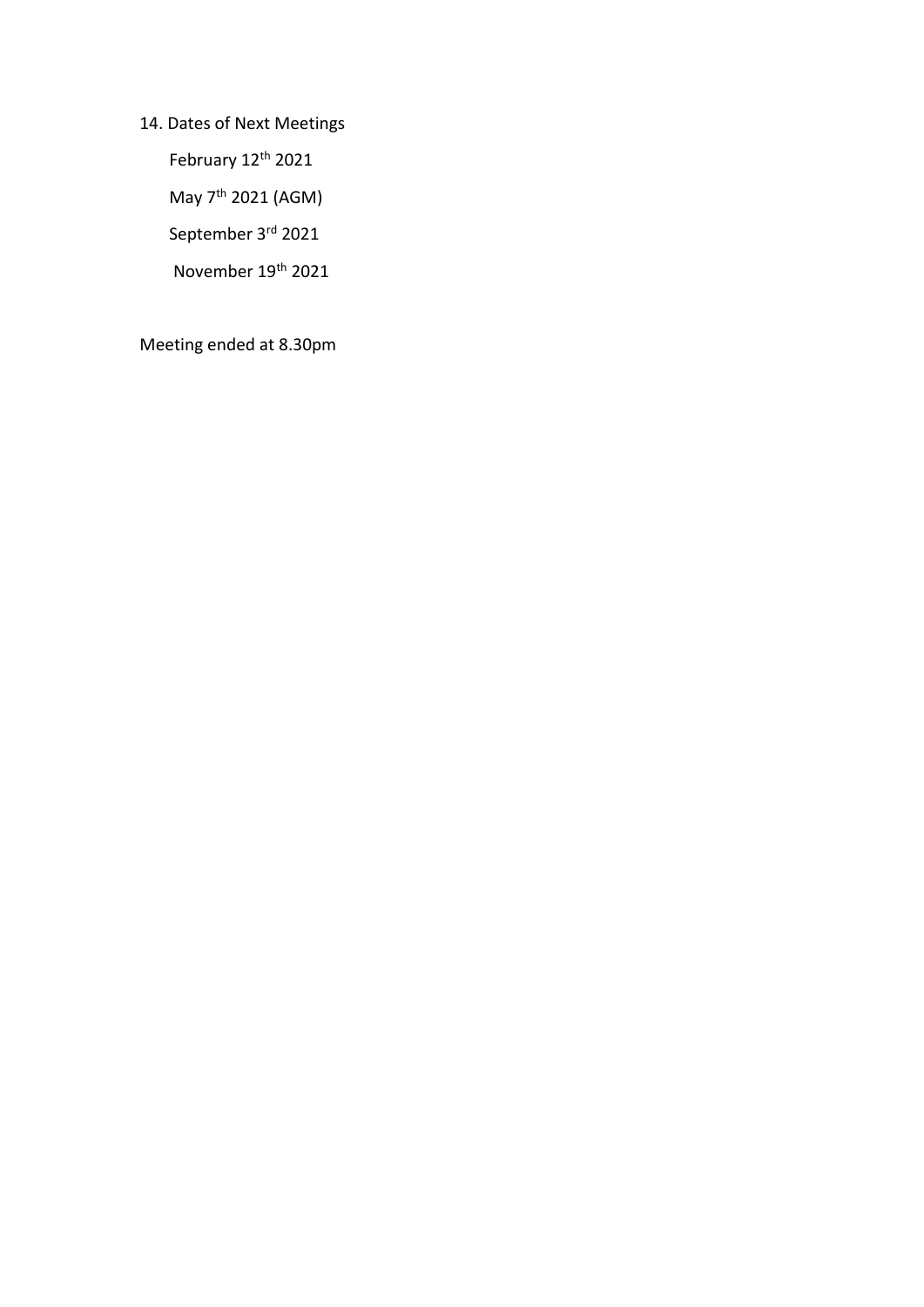14. Dates of Next Meetings

February 12th 2021

May 7th 2021 (AGM)

September 3rd 2021

November 19th 2021

Meeting ended at 8.30pm